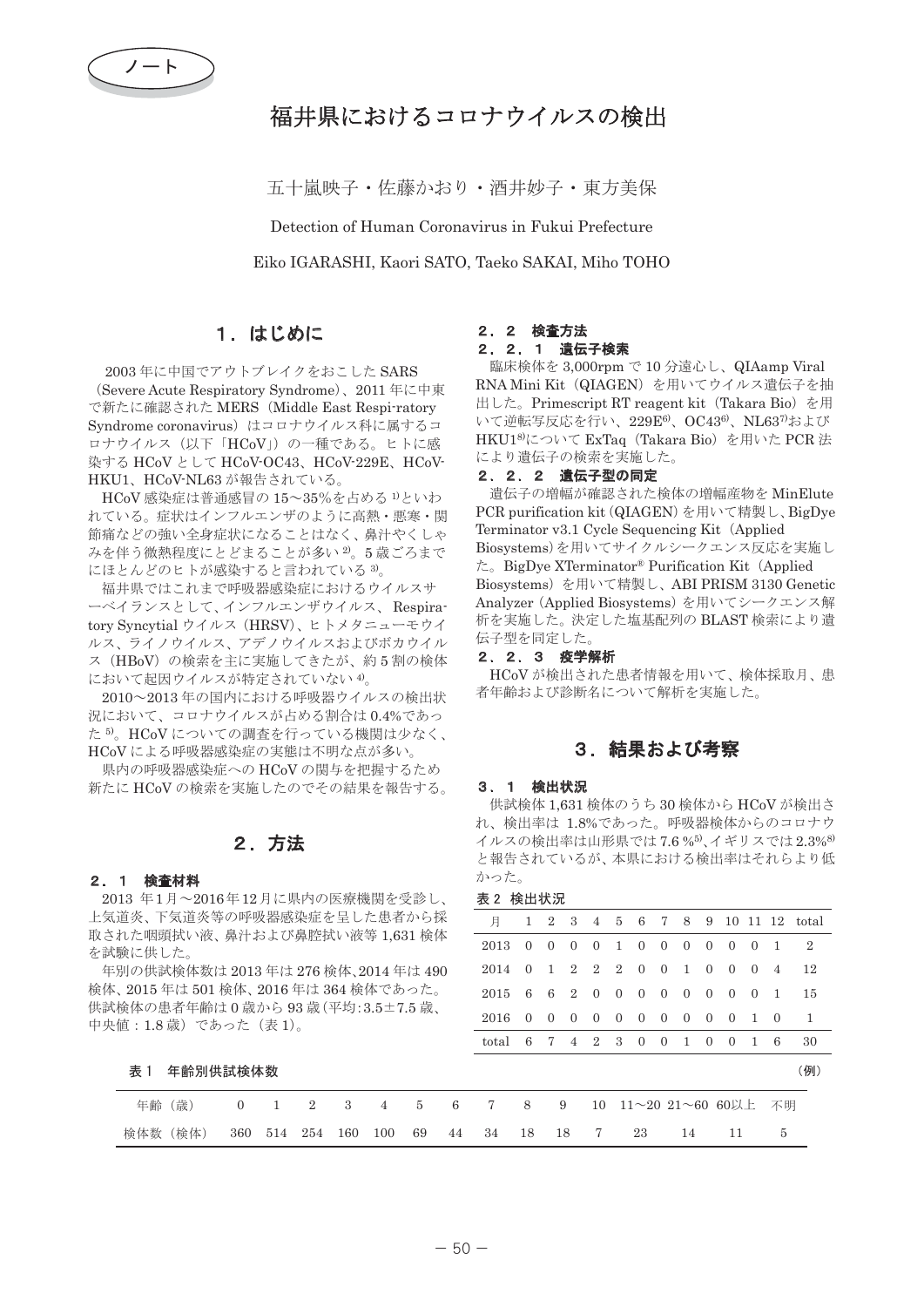ノート

# 福井県におけるコロナウイルスの検出

五十嵐映子・佐藤かおり・酒井妙子・東方美保

Detection of Human Coronavirus in Fukui Prefecture

Eiko IGARASHI, Kaori SATO, Taeko SAKAI, Miho TOHO

## 1．はじめに

2003 年に中国でアウトブレイクをおこした SARS（Severe Acute Respiratory Syndrome）、2011 年に中東で新たに確認された MERS（Middle East Respi-ratory Syndrome coronavirus）はコロナウイルス科に属するコロナウイルス（以下「HCoV」）の一種である。ヒトに感染する HCoV として HCoV-OC43、HCoV-229E、HCoV-HKU1、HCoV-NL63 が報告されている。

HCoV 感染症は普通感冒の 15～35%を占める[1]といわれている。症状はインフルエンザのように高熱・悪寒・関節痛などの強い全身症状になることはなく、鼻汁やくしゃみを伴う微熱程度にとどまることが多い[2]。5 歳ごろまでにほとんどのヒトが感染すると言われている[3]。

福井県ではこれまで呼吸器感染症におけるウイルスサーベイランスとして、インフルエンザウイルス、Respiratory Syncytial ウイルス（HRSV）、ヒトメタニューモウイルス、ライノウイルス、アデノウイルスおよびボカウイルス（HBoV）の検索を主に実施してきたが、約 5 割の検体において起因ウイルスが特定されていない[4]。

2010～2013 年の国内における呼吸器ウイルスの検出状況において、コロナウイルスが占める割合は 0.4%であった[5]。HCoV についての調査を行っている機関は少なく、HCoV による呼吸器感染症の実態は不明な点が多い。

県内の呼吸器感染症への HCoV の関与を把握するため新たに HCoV の検索を実施したのでその結果を報告する。

## 2．方法

### 2．1　検査材料

2013 年 1 月～2016 年 12 月に県内の医療機関を受診し、上気道炎、下気道炎等の呼吸器感染症を呈した患者から採取された咽頭拭い液、鼻汁および鼻腔拭い液等 1,631 検体を試験に供した。

年別の供試検体数は 2013 年は 276 検体、2014 年は 490 検体、2015 年は 501 検体、2016 年は 364 検体であった。供試検体の患者年齢は 0 歳から 93 歳（平均：3.5±7.5 歳、中央値：1.8 歳）であった（表 1）。

表 1　年齢別供試検体数　（例）

| 年齢（歳） | 0 | 1 | 2 | 3 | 4 | 5 | 6 | 7 | 8 | 9 | 10 | 11～20 | 21～60 | 60以上 | 不明 |
|---|---|---|---|---|---|---|---|---|---|---|---|---|---|---|---|
| 検体数（検体） | 360 | 514 | 254 | 160 | 100 | 69 | 44 | 34 | 18 | 18 | 7 | 23 | 14 | 11 | 5 |

### 2．2　検査方法

#### 2．2．1　遺伝子検索

臨床検体を 3,000rpm で 10 分遠心し、QIAamp Viral RNA Mini Kit（QIAGEN）を用いてウイルス遺伝子を抽出した。Primescript RT reagent kit（Takara Bio）を用いて逆転写反応を行い、229E[6]、OC43[6]、NL63[7]および HKU1[8]について ExTaq（Takara Bio）を用いた PCR 法により遺伝子の検索を実施した。

#### 2．2．2　遺伝子型の同定

遺伝子の増幅が確認された検体の増幅産物を MinElute PCR purification kit（QIAGEN）を用いて精製し、BigDye Terminator v3.1 Cycle Sequencing Kit（Applied Biosystems）を用いてサイクルシークエンス反応を実施した。BigDye XTerminator® Purification Kit（Applied Biosystems）を用いて精製し、ABI PRISM 3130 Genetic Analyzer（Applied Biosystems）を用いてシークエンス解析を実施した。決定した塩基配列の BLAST 検索により遺伝子型を同定した。

#### 2．2．3　疫学解析

HCoV が検出された患者情報を用いて、検体採取月、患者年齢および診断名について解析を実施した。

## 3．結果および考察

### 3．1　検出状況

供試検体 1,631 検体のうち 30 検体から HCoV が検出され、検出率は 1.8%であった。呼吸器検体からのコロナウイルスの検出率は山形県では 7.6 %[5]、イギリスでは 2.3%[8]と報告されているが、本県における検出率はそれらより低かった。

表 2　検出状況

| 月 | 1 | 2 | 3 | 4 | 5 | 6 | 7 | 8 | 9 | 10 | 11 | 12 | total |
|---|---|---|---|---|---|---|---|---|---|---|---|---|---|
| 2013 | 0 | 0 | 0 | 0 | 1 | 0 | 0 | 0 | 0 | 0 | 0 | 1 | 2 |
| 2014 | 0 | 1 | 2 | 2 | 2 | 0 | 0 | 1 | 0 | 0 | 0 | 4 | 12 |
| 2015 | 6 | 6 | 2 | 0 | 0 | 0 | 0 | 0 | 0 | 0 | 0 | 1 | 15 |
| 2016 | 0 | 0 | 0 | 0 | 0 | 0 | 0 | 0 | 0 | 0 | 1 | 0 | 1 |
| total | 6 | 7 | 4 | 2 | 3 | 0 | 0 | 1 | 0 | 0 | 1 | 6 | 30 |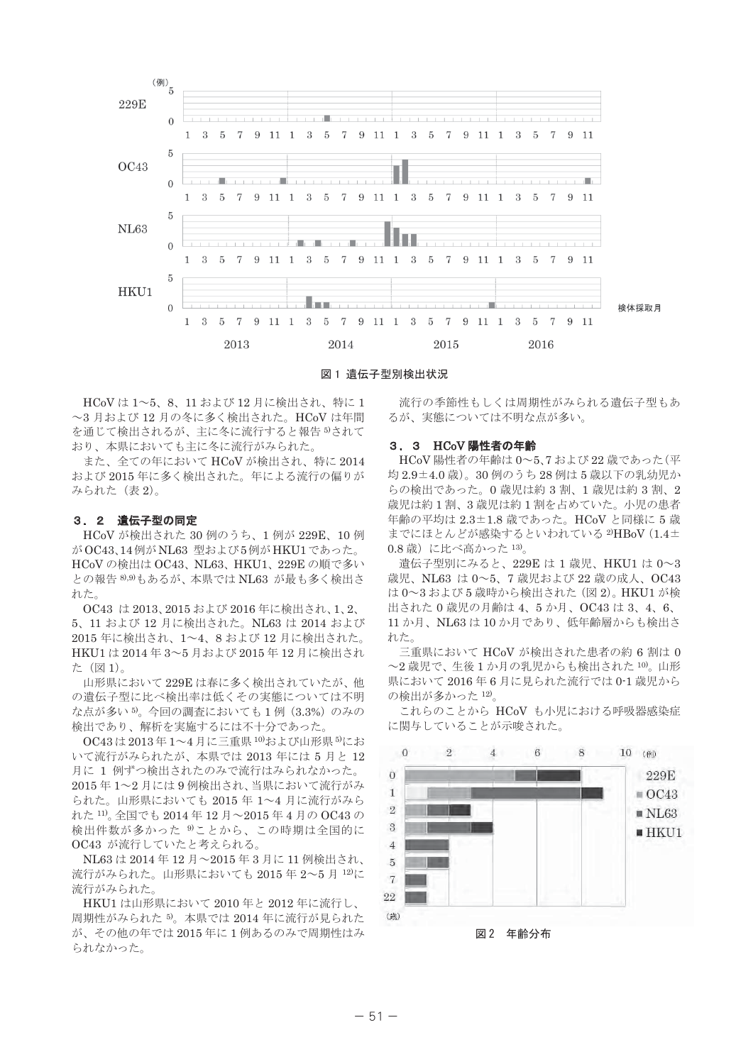図1 遺伝子型別検出状況

HCoV は 1～5、8、11 および 12 月に検出され、特に 1～3 月および 12 月の冬に多く検出された。HCoV は年間を通じて検出されるが、主に冬に流行すると報告[5]されており、本県においても主に冬に流行がみられた。

また、全ての年において HCoV が検出され、特に 2014 および 2015 年に多く検出された。年による流行の偏りがみられた（表 2）。

### ３．２　遺伝子型の同定

HCoV が検出された 30 例のうち、1 例が 229E、10 例が OC43、14 例が NL63 型および 5 例が HKU1 であった。HCoV の検出は OC43、NL63、HKU1、229E の順で多いとの報告[8),9]もあるが、本県では NL63 が最も多く検出された。

OC43 は 2013、2015 および 2016 年に検出され、1、2、5、11 および 12 月に検出された。NL63 は 2014 および 2015 年に検出され、1～4、8 および 12 月に検出された。HKU1 は 2014 年 3～5 月および 2015 年 12 月に検出された（図 1）。

山形県において 229E は春に多く検出されていたが、他の遺伝子型に比べ検出率は低くその実態については不明な点が多い[5]。今回の調査においても 1 例（3.3%）のみの検出であり、解析を実施するには不十分であった。

OC43 は 2013 年 1～4 月に三重県[10]および山形県[5]において流行がみられたが、本県では 2013 年には 5 月と 12 月に 1 例ずつ検出されたのみで流行はみられなかった。2015 年 1～2 月には 9 例検出され、当県において流行がみられた。山形県においても 2015 年 1～4 月に流行がみられた[11]。全国でも 2014 年 12 月～2015 年 4 月の OC43 の検出件数が多かった[9]ことから、この時期は全国的に OC43 が流行していたと考えられる。

NL63 は 2014 年 12 月～2015 年 3 月に 11 例検出され、流行がみられた。山形県においても 2015 年 2～5 月[12]に流行がみられた。

HKU1 は山形県において 2010 年と 2012 年に流行し、周期性がみられた[5]。本県では 2014 年に流行が見られたが、その他の年では 2015 年に 1 例あるのみで周期性はみられなかった。

流行の季節性もしくは周期性がみられる遺伝子型もあるが、実態については不明な点が多い。

### ３．３　HCoV 陽性者の年齢

HCoV 陽性者の年齢は 0～5、7 および 22 歳であった（平均 2.9±4.0 歳）。30 例のうち 28 例は 5 歳以下の乳幼児からの検出であった。0 歳児は約 3 割、1 歳児は約 3 割、2 歳児は約 1 割、3 歳児は約 1 割を占めていた。小児の患者年齢の平均は 2.3±1.8 歳であった。HCoV と同様に 5 歳までにほとんどが感染するといわれている[2]HBoV（1.4±0.8 歳）に比べ高かった[13]。

遺伝子型別にみると、229E は 1 歳児、HKU1 は 0～3 歳児、NL63 は 0～5、7 歳児および 22 歳の成人、OC43 は 0～3 および 5 歳時から検出された（図 2）。HKU1 が検出された 0 歳児の月齢は 4、5 か月、OC43 は 3、4、6、11 か月、NL63 は 10 か月であり、低年齢層からも検出された。

三重県において HCoV が検出された患者の約 6 割は 0～2 歳児で、生後 1 か月の乳児からも検出された[10]。山形県において 2016 年 6 月に見られた流行では 0-1 歳児からの検出が多かった[12]。

これらのことから HCoV も小児における呼吸器感染症に関与していることが示唆された。

図2　年齢分布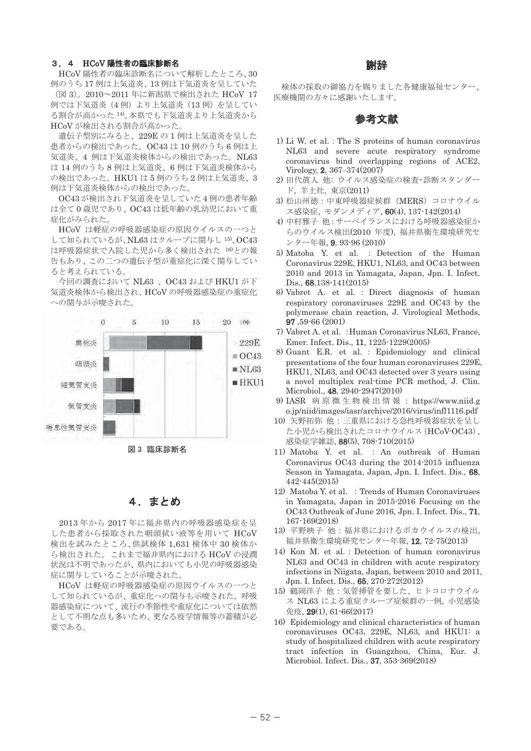### ３．４　HCoV 陽性者の臨床診断名

HCoV 陽性者の臨床診断名について解析したところ、30 例のうち 17 例は上気道炎、13 例は下気道炎を呈していた（図 3）。2010～2011 年に新潟県で検出された HCoV 17 例では下気道炎（4 例）より上気道炎（13 例）を呈している割合が高かった[14]。本県でも下気道炎より上気道炎から HCoV が検出される割合が高かった。

遺伝子型別にみると、229E の 1 例は上気道炎を呈した患者からの検出であった。OC43 は 10 例のうち 6 例は上気道炎、4 例は下気道炎検体からの検出であった。NL63 は 14 例のうち 8 例は上気道炎、6 例は下気道炎検体からの検出であった。HKU1 は 5 例のうち 2 例は上気道炎、3 例は下気道炎検体からの検出であった。

OC43 が検出され下気道炎を呈していた 4 例の患者年齢は全て 0 歳児であり、OC43 は低年齢の乳幼児において重症化がみられた。

HCoV は軽症の呼吸器感染症の原因ウイルスの一つとして知られているが、NL63 はクループに関与し[15]、OC43 は呼吸器症状で入院した児から多く検出された[16]との報告もあり、この二つの遺伝子型が重症化に深く関与していると考えられている。

今回の調査において NL63 、OC43 および HKU1 が下気道炎検体から検出され、HCoV の呼吸器感染症の重症化への関与が示唆された。

0　5　10　15　20　(例)

扁桃炎

咽頭炎

細気管支炎

気管支炎

喘息性気管支炎

229E
OC43
NL63
HKU1

図 3　臨床診断名

## ４．まとめ

2013 年から 2017 年に福井県内の呼吸器感染症を呈した患者から採取された咽頭拭い液等を用いて HCoV 検出を試みたところ、供試検体 1,631 検体中 30 検体から検出された。これまで福井県内における HCoV の浸潤状況は不明であったが、県内においても小児の呼吸器感染症に関与していることが示唆された。

HCoV は軽症の呼吸器感染症の原因ウイルスの一つとして知られているが、重症化への関与も示唆された。呼吸器感染症について、流行の季節性や重症化については依然として不明な点も多いため、更なる疫学情報等の蓄積が必要である。

## 謝辞

検体の採取の御協力を賜りました各健康福祉センター、医療機関の方々に感謝いたします。

## 参考文献

1) Li W. et al. : The S proteins of human coronavirus NL63 and severe acute respiratory syndrome coronavirus bind overlapping regions of ACE2, Virology, **2**, 367–374(2007)
2) 田代眞人 他: ウイルス感染症の検査･診断スタンダード, 羊土社, 東京(2011)
3) 松山州徳：中東呼吸器症候群（MERS）コロナウイルス感染症, モダンメディア, **60**(4), 137-142(2014)
4) 中村雅子 他：サーベイランスにおける呼吸器感染症からのウイルス検出(2010 年度), 福井県衛生環境研究センター年報, **9**, 93-96 (2010)
5) Matoba Y. et al. : Detection of the Human Coronavirus 229E, HKU1, NL63, and OC43 between 2010 and 2013 in Yamagata, Japan, Jpn. I. Infect. Dis., **68**,138-141(2015)
6) Vabret A. et al. : Direct diagnosis of human respiratory coronaviruses 229E and OC43 by the polymerase chain reaction, J. Virological Methods, **97** ,59-66 (2001)
7) Vabret A. et al. : Human Coronavirus NL63, France, Emer. Infect. Dis., **11**, 1225-1229(2005)
8) Guant E.R. et al. : Epidemiology and clinical presentations of the four human coronaviruses 229E, HKU1, NL63, and OC43 detected over 3 years using a novel multiplex real-time PCR method, J. Clin. Microbiol., **48**, 2940-2947(2010)
9) IASR 病原微生物検出情報 : https://www.niid.go.jp/niid/images/iasr/archive/2016/virus/infl1116.pdf
10) 矢野拓弥 他：三重県における急性呼吸器症状を呈した小児から検出されたコロナウイルス (HCoV-OC43) , 感染症学雑誌, **88**(5), 708-710(2015)
11) Matoba Y. et al. : An outbreak of Human Coronavirus OC43 during the 2014-2015 influenza Season in Yamagata, Japan, Jpn. I. Infect. Dis., **68**, 442-445(2015)
12) Matoba Y. et al. : Trends of Human Coronaviruses in Yamagata, Japan in 2015-2016 Focusing on the OC43 Outbreak of June 2016, Jpn. I. Infect. Dis., **71**, 167-169(2018)
13) 平野映子 他：福井県におけるボカウイルスの検出, 福井県衛生環境研究センター年報, **12**, 72-75(2013)
14) Kon M. et al. : Detection of human coronavirus NL63 and OC43 in children with acute respiratory infections in Niigata, Japan, between 2010 and 2011, Jpn. I. Infect. Dis., **65**, 270-272(2012)
15) 鶴岡洋子 他：気管挿管を要した、ヒトコロナウイルス NL63 による重症クループ症候群の一例, 小児感染免疫, **29**(1), 61-66(2017)
16) Epidemiology and clinical characteristics of human coronaviruses OC43, 229E, NL63, and HKU1: a study of hospitalized children with acute respiratory tract infection in Guangzhou, China, Eur. J. Microbiol. Infect. Dis., **37**, 353-369(2018)